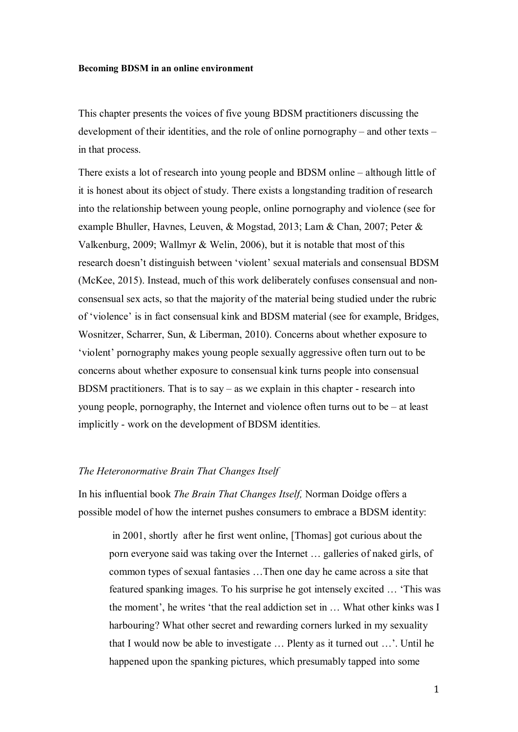**Becoming BDSM in an online environment**

This chapter presents the voices of five young BDSM practitioners discussing the development of their identities, and the role of online pornography – and other texts – in that process.

There exists a lot of research into young people and BDSM online – although little of it is honest about its object of study. There exists a longstanding tradition of research into the relationship between young people, online pornography and violence (see for example Bhuller, Havnes, Leuven, & Mogstad, 2013; Lam & Chan, 2007; Peter & Valkenburg, 2009; Wallmyr & Welin, 2006), but it is notable that most of this research doesn't distinguish between 'violent' sexual materials and consensual BDSM (McKee, 2015). Instead, much of this work deliberately confuses consensual and non-consensual sex acts, so that the majority of the material being studied under the rubric of 'violence' is in fact consensual kink and BDSM material (see for example, Bridges, Wosnitzer, Scharrer, Sun, & Liberman, 2010). Concerns about whether exposure to 'violent' pornography makes young people sexually aggressive often turn out to be concerns about whether exposure to consensual kink turns people into consensual BDSM practitioners. That is to say – as we explain in this chapter - research into young people, pornography, the Internet and violence often turns out to be – at least implicitly - work on the development of BDSM identities.

*The Heteronormative Brain That Changes Itself*

In his influential book *The Brain That Changes Itself,* Norman Doidge offers a possible model of how the internet pushes consumers to embrace a BDSM identity:

> in 2001, shortly after he first went online, [Thomas] got curious about the porn everyone said was taking over the Internet … galleries of naked girls, of common types of sexual fantasies …Then one day he came across a site that featured spanking images. To his surprise he got intensely excited … 'This was the moment', he writes 'that the real addiction set in … What other kinks was I harbouring? What other secret and rewarding corners lurked in my sexuality that I would now be able to investigate … Plenty as it turned out …'. Until he happened upon the spanking pictures, which presumably tapped into some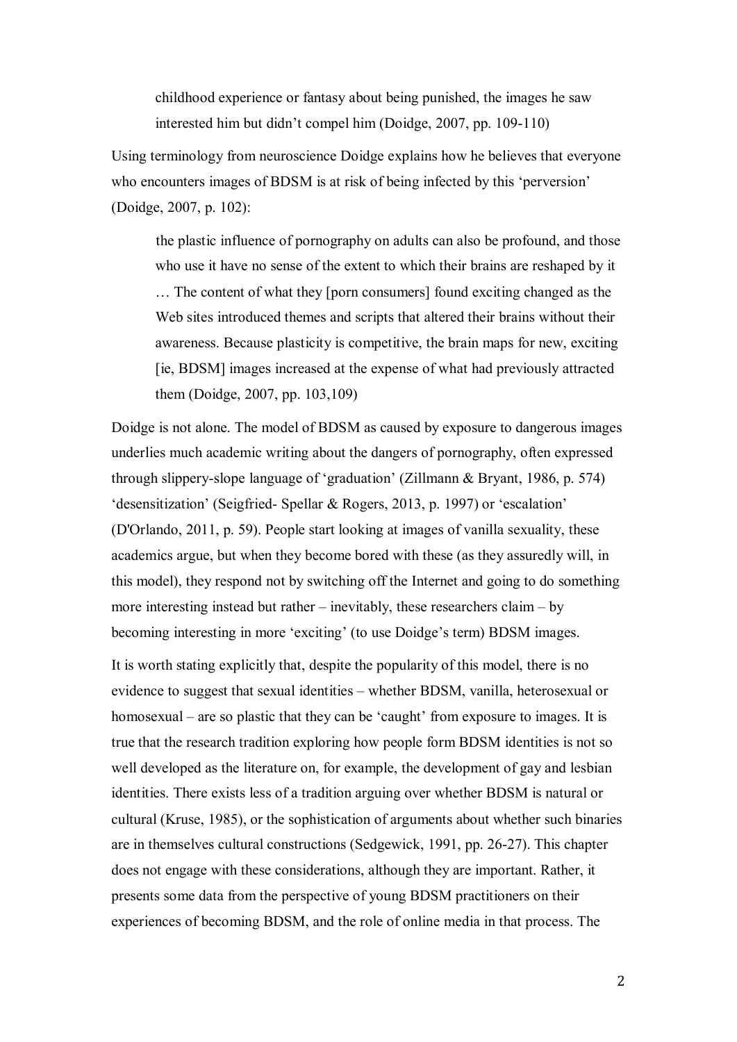> childhood experience or fantasy about being punished, the images he saw interested him but didn't compel him (Doidge, 2007, pp. 109-110)

Using terminology from neuroscience Doidge explains how he believes that everyone who encounters images of BDSM is at risk of being infected by this 'perversion' (Doidge, 2007, p. 102):

> the plastic influence of pornography on adults can also be profound, and those who use it have no sense of the extent to which their brains are reshaped by it … The content of what they [porn consumers] found exciting changed as the Web sites introduced themes and scripts that altered their brains without their awareness. Because plasticity is competitive, the brain maps for new, exciting [ie, BDSM] images increased at the expense of what had previously attracted them (Doidge, 2007, pp. 103,109)

Doidge is not alone. The model of BDSM as caused by exposure to dangerous images underlies much academic writing about the dangers of pornography, often expressed through slippery-slope language of 'graduation' (Zillmann & Bryant, 1986, p. 574) 'desensitization' (Seigfried- Spellar & Rogers, 2013, p. 1997) or 'escalation' (D'Orlando, 2011, p. 59). People start looking at images of vanilla sexuality, these academics argue, but when they become bored with these (as they assuredly will, in this model), they respond not by switching off the Internet and going to do something more interesting instead but rather – inevitably, these researchers claim – by becoming interesting in more 'exciting' (to use Doidge's term) BDSM images.

It is worth stating explicitly that, despite the popularity of this model, there is no evidence to suggest that sexual identities – whether BDSM, vanilla, heterosexual or homosexual – are so plastic that they can be 'caught' from exposure to images. It is true that the research tradition exploring how people form BDSM identities is not so well developed as the literature on, for example, the development of gay and lesbian identities. There exists less of a tradition arguing over whether BDSM is natural or cultural (Kruse, 1985), or the sophistication of arguments about whether such binaries are in themselves cultural constructions (Sedgewick, 1991, pp. 26-27). This chapter does not engage with these considerations, although they are important. Rather, it presents some data from the perspective of young BDSM practitioners on their experiences of becoming BDSM, and the role of online media in that process. The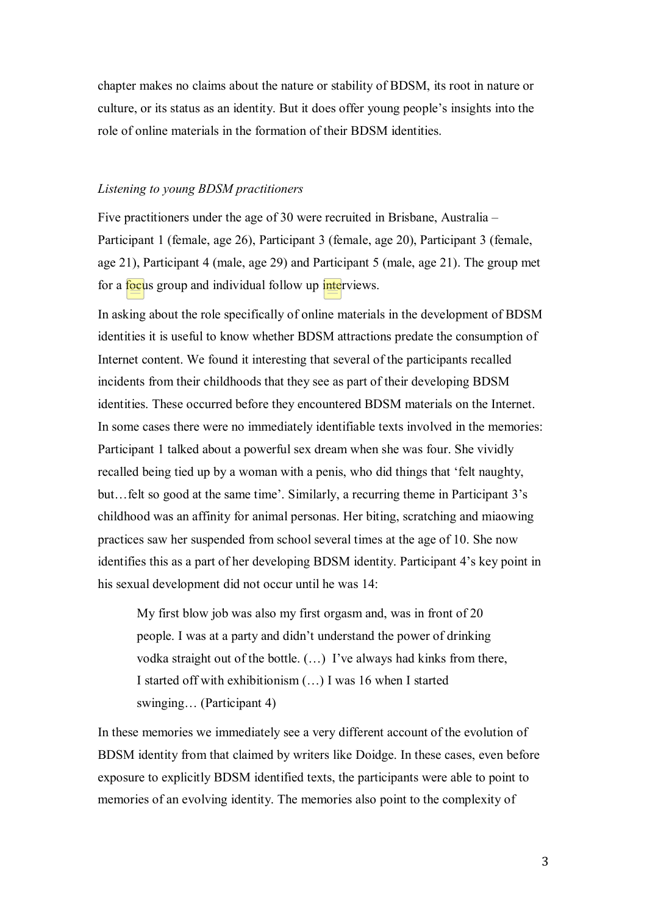chapter makes no claims about the nature or stability of BDSM, its root in nature or culture, or its status as an identity. But it does offer young people's insights into the role of online materials in the formation of their BDSM identities.

*Listening to young BDSM practitioners*

Five practitioners under the age of 30 were recruited in Brisbane, Australia – Participant 1 (female, age 26), Participant 3 (female, age 20), Participant 3 (female, age 21), Participant 4 (male, age 29) and Participant 5 (male, age 21). The group met for a focus group and individual follow up interviews.

In asking about the role specifically of online materials in the development of BDSM identities it is useful to know whether BDSM attractions predate the consumption of Internet content. We found it interesting that several of the participants recalled incidents from their childhoods that they see as part of their developing BDSM identities. These occurred before they encountered BDSM materials on the Internet. In some cases there were no immediately identifiable texts involved in the memories: Participant 1 talked about a powerful sex dream when she was four. She vividly recalled being tied up by a woman with a penis, who did things that 'felt naughty, but…felt so good at the same time'. Similarly, a recurring theme in Participant 3's childhood was an affinity for animal personas. Her biting, scratching and miaowing practices saw her suspended from school several times at the age of 10. She now identifies this as a part of her developing BDSM identity. Participant 4's key point in his sexual development did not occur until he was 14:

> My first blow job was also my first orgasm and, was in front of 20 people. I was at a party and didn't understand the power of drinking vodka straight out of the bottle. (…) I've always had kinks from there, I started off with exhibitionism (…) I was 16 when I started swinging… (Participant 4)

In these memories we immediately see a very different account of the evolution of BDSM identity from that claimed by writers like Doidge. In these cases, even before exposure to explicitly BDSM identified texts, the participants were able to point to memories of an evolving identity. The memories also point to the complexity of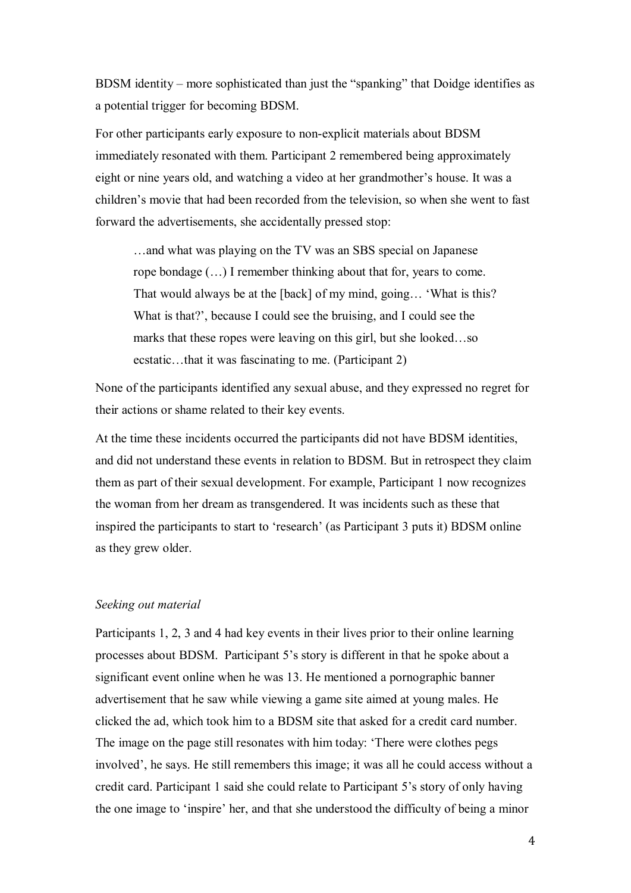BDSM identity – more sophisticated than just the "spanking" that Doidge identifies as a potential trigger for becoming BDSM.

For other participants early exposure to non-explicit materials about BDSM immediately resonated with them. Participant 2 remembered being approximately eight or nine years old, and watching a video at her grandmother's house. It was a children's movie that had been recorded from the television, so when she went to fast forward the advertisements, she accidentally pressed stop:

> …and what was playing on the TV was an SBS special on Japanese rope bondage (…) I remember thinking about that for, years to come. That would always be at the [back] of my mind, going… 'What is this? What is that?', because I could see the bruising, and I could see the marks that these ropes were leaving on this girl, but she looked…so ecstatic…that it was fascinating to me. (Participant 2)

None of the participants identified any sexual abuse, and they expressed no regret for their actions or shame related to their key events.

At the time these incidents occurred the participants did not have BDSM identities, and did not understand these events in relation to BDSM. But in retrospect they claim them as part of their sexual development. For example, Participant 1 now recognizes the woman from her dream as transgendered. It was incidents such as these that inspired the participants to start to 'research' (as Participant 3 puts it) BDSM online as they grew older.

### *Seeking out material*

Participants 1, 2, 3 and 4 had key events in their lives prior to their online learning processes about BDSM. Participant 5's story is different in that he spoke about a significant event online when he was 13. He mentioned a pornographic banner advertisement that he saw while viewing a game site aimed at young males. He clicked the ad, which took him to a BDSM site that asked for a credit card number. The image on the page still resonates with him today: 'There were clothes pegs involved', he says. He still remembers this image; it was all he could access without a credit card. Participant 1 said she could relate to Participant 5's story of only having the one image to 'inspire' her, and that she understood the difficulty of being a minor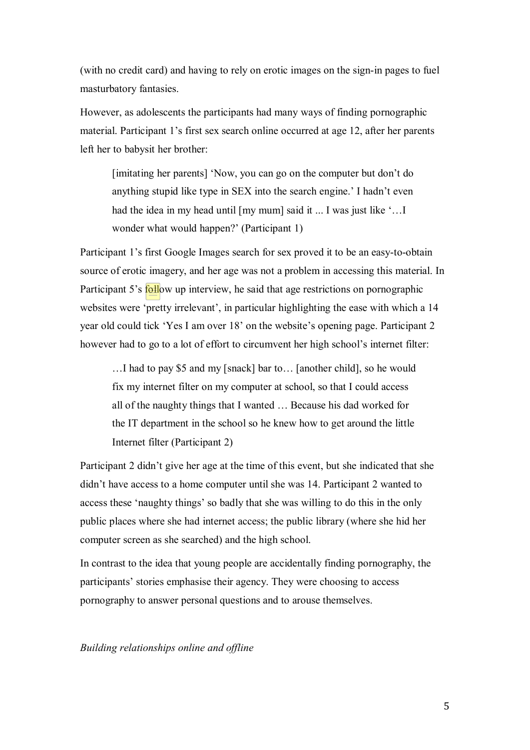(with no credit card) and having to rely on erotic images on the sign-in pages to fuel masturbatory fantasies.

However, as adolescents the participants had many ways of finding pornographic material. Participant 1's first sex search online occurred at age 12, after her parents left her to babysit her brother:

> [imitating her parents] 'Now, you can go on the computer but don't do anything stupid like type in SEX into the search engine.' I hadn't even had the idea in my head until [my mum] said it ... I was just like '…I wonder what would happen?' (Participant 1)

Participant 1's first Google Images search for sex proved it to be an easy-to-obtain source of erotic imagery, and her age was not a problem in accessing this material. In Participant 5's follow up interview, he said that age restrictions on pornographic websites were 'pretty irrelevant', in particular highlighting the ease with which a 14 year old could tick 'Yes I am over 18' on the website's opening page. Participant 2 however had to go to a lot of effort to circumvent her high school's internet filter:

> …I had to pay $5 and my [snack] bar to… [another child], so he would fix my internet filter on my computer at school, so that I could access all of the naughty things that I wanted … Because his dad worked for the IT department in the school so he knew how to get around the little Internet filter (Participant 2)

Participant 2 didn't give her age at the time of this event, but she indicated that she didn't have access to a home computer until she was 14. Participant 2 wanted to access these 'naughty things' so badly that she was willing to do this in the only public places where she had internet access; the public library (where she hid her computer screen as she searched) and the high school.

In contrast to the idea that young people are accidentally finding pornography, the participants' stories emphasise their agency. They were choosing to access pornography to answer personal questions and to arouse themselves.

*Building relationships online and offline*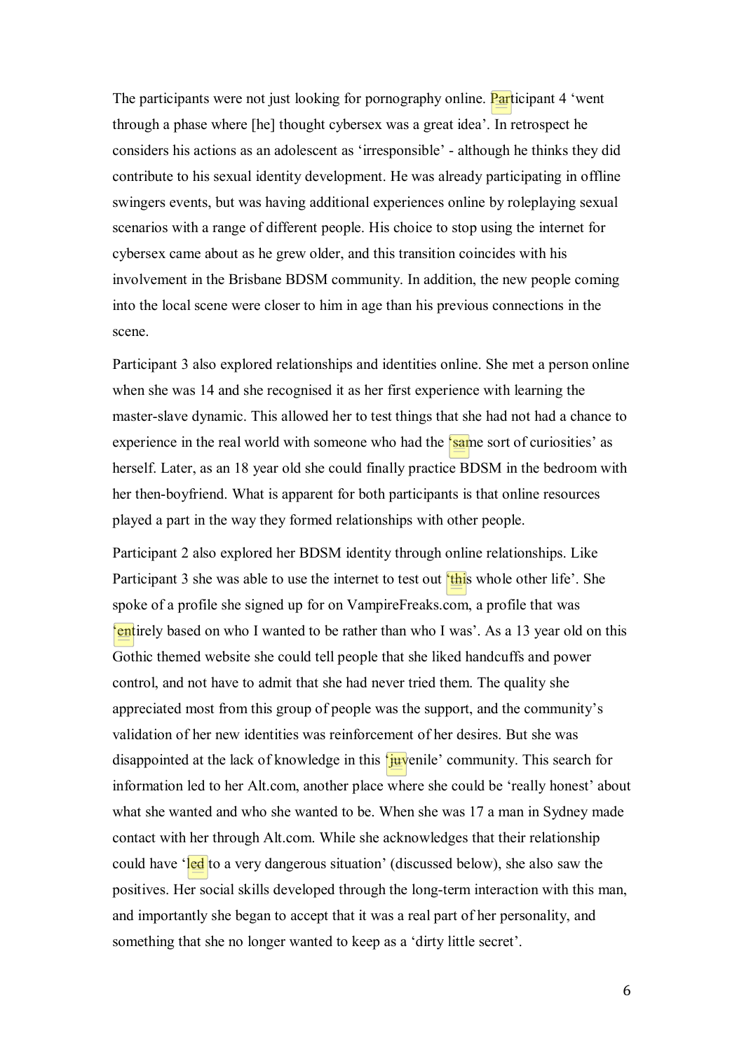The participants were not just looking for pornography online. Participant 4 'went through a phase where [he] thought cybersex was a great idea'. In retrospect he considers his actions as an adolescent as 'irresponsible' - although he thinks they did contribute to his sexual identity development. He was already participating in offline swingers events, but was having additional experiences online by roleplaying sexual scenarios with a range of different people. His choice to stop using the internet for cybersex came about as he grew older, and this transition coincides with his involvement in the Brisbane BDSM community. In addition, the new people coming into the local scene were closer to him in age than his previous connections in the scene.

Participant 3 also explored relationships and identities online. She met a person online when she was 14 and she recognised it as her first experience with learning the master-slave dynamic. This allowed her to test things that she had not had a chance to experience in the real world with someone who had the 'same sort of curiosities' as herself. Later, as an 18 year old she could finally practice BDSM in the bedroom with her then-boyfriend. What is apparent for both participants is that online resources played a part in the way they formed relationships with other people.

Participant 2 also explored her BDSM identity through online relationships. Like Participant 3 she was able to use the internet to test out 'this whole other life'. She spoke of a profile she signed up for on VampireFreaks.com, a profile that was 'entirely based on who I wanted to be rather than who I was'. As a 13 year old on this Gothic themed website she could tell people that she liked handcuffs and power control, and not have to admit that she had never tried them. The quality she appreciated most from this group of people was the support, and the community's validation of her new identities was reinforcement of her desires. But she was disappointed at the lack of knowledge in this 'juvenile' community. This search for information led to her Alt.com, another place where she could be 'really honest' about what she wanted and who she wanted to be. When she was 17 a man in Sydney made contact with her through Alt.com. While she acknowledges that their relationship could have 'led to a very dangerous situation' (discussed below), she also saw the positives. Her social skills developed through the long-term interaction with this man, and importantly she began to accept that it was a real part of her personality, and something that she no longer wanted to keep as a 'dirty little secret'.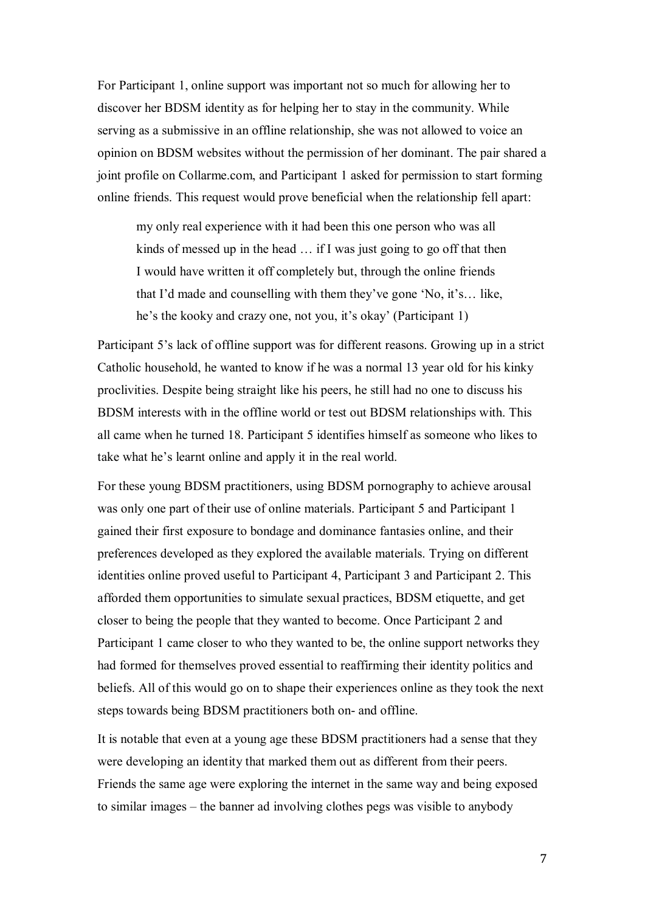For Participant 1, online support was important not so much for allowing her to discover her BDSM identity as for helping her to stay in the community. While serving as a submissive in an offline relationship, she was not allowed to voice an opinion on BDSM websites without the permission of her dominant. The pair shared a joint profile on Collarme.com, and Participant 1 asked for permission to start forming online friends. This request would prove beneficial when the relationship fell apart:

> my only real experience with it had been this one person who was all kinds of messed up in the head … if I was just going to go off that then I would have written it off completely but, through the online friends that I'd made and counselling with them they've gone 'No, it's… like, he's the kooky and crazy one, not you, it's okay' (Participant 1)

Participant 5's lack of offline support was for different reasons. Growing up in a strict Catholic household, he wanted to know if he was a normal 13 year old for his kinky proclivities. Despite being straight like his peers, he still had no one to discuss his BDSM interests with in the offline world or test out BDSM relationships with. This all came when he turned 18. Participant 5 identifies himself as someone who likes to take what he's learnt online and apply it in the real world.

For these young BDSM practitioners, using BDSM pornography to achieve arousal was only one part of their use of online materials. Participant 5 and Participant 1 gained their first exposure to bondage and dominance fantasies online, and their preferences developed as they explored the available materials. Trying on different identities online proved useful to Participant 4, Participant 3 and Participant 2. This afforded them opportunities to simulate sexual practices, BDSM etiquette, and get closer to being the people that they wanted to become. Once Participant 2 and Participant 1 came closer to who they wanted to be, the online support networks they had formed for themselves proved essential to reaffirming their identity politics and beliefs. All of this would go on to shape their experiences online as they took the next steps towards being BDSM practitioners both on- and offline.

It is notable that even at a young age these BDSM practitioners had a sense that they were developing an identity that marked them out as different from their peers. Friends the same age were exploring the internet in the same way and being exposed to similar images – the banner ad involving clothes pegs was visible to anybody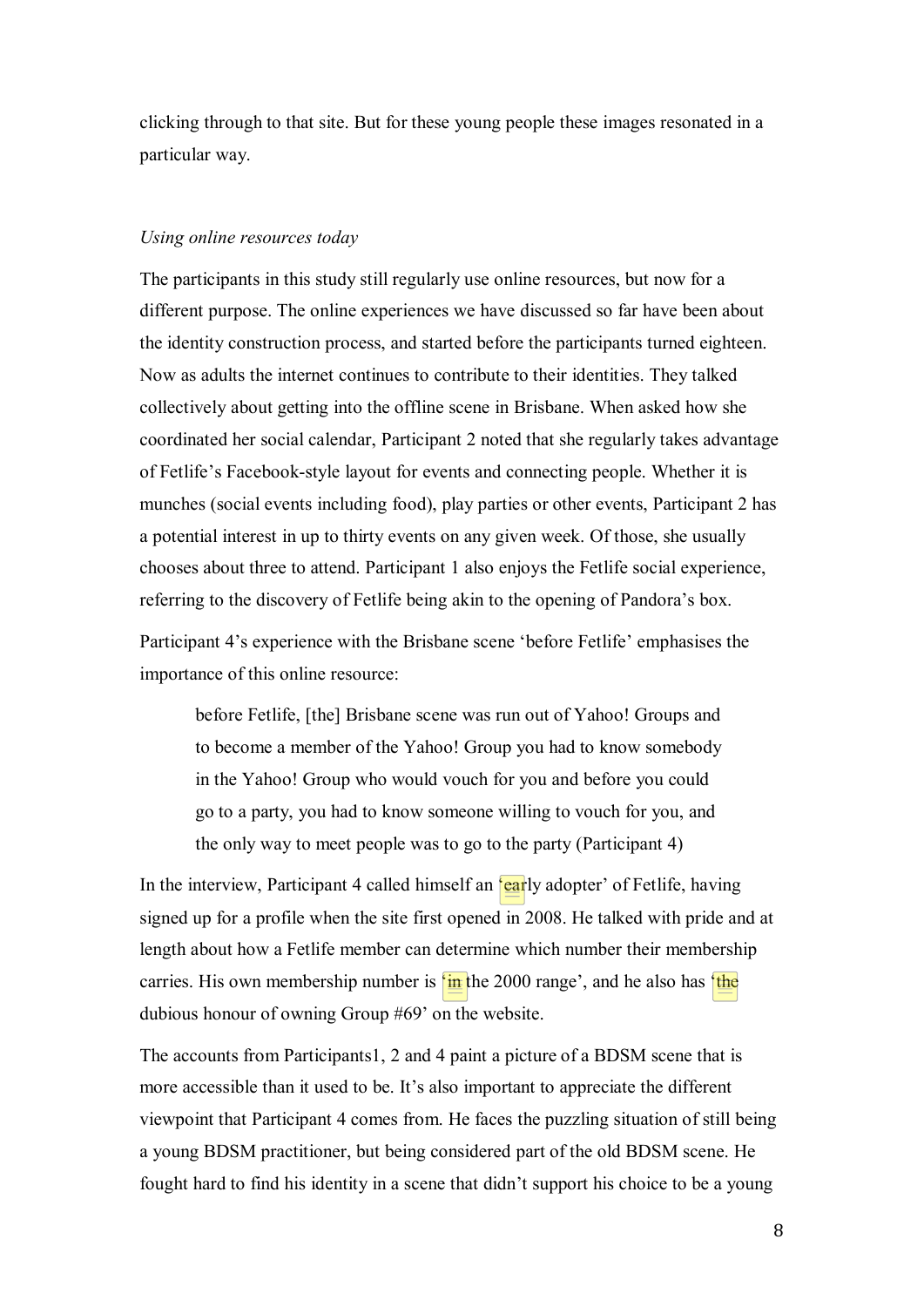clicking through to that site. But for these young people these images resonated in a particular way.

*Using online resources today*

The participants in this study still regularly use online resources, but now for a different purpose. The online experiences we have discussed so far have been about the identity construction process, and started before the participants turned eighteen. Now as adults the internet continues to contribute to their identities. They talked collectively about getting into the offline scene in Brisbane. When asked how she coordinated her social calendar, Participant 2 noted that she regularly takes advantage of Fetlife's Facebook-style layout for events and connecting people. Whether it is munches (social events including food), play parties or other events, Participant 2 has a potential interest in up to thirty events on any given week. Of those, she usually chooses about three to attend. Participant 1 also enjoys the Fetlife social experience, referring to the discovery of Fetlife being akin to the opening of Pandora's box.

Participant 4's experience with the Brisbane scene 'before Fetlife' emphasises the importance of this online resource:

> before Fetlife, [the] Brisbane scene was run out of Yahoo! Groups and to become a member of the Yahoo! Group you had to know somebody in the Yahoo! Group who would vouch for you and before you could go to a party, you had to know someone willing to vouch for you, and the only way to meet people was to go to the party (Participant 4)

In the interview, Participant 4 called himself an 'early adopter' of Fetlife, having signed up for a profile when the site first opened in 2008. He talked with pride and at length about how a Fetlife member can determine which number their membership carries. His own membership number is 'in the 2000 range', and he also has 'the dubious honour of owning Group #69' on the website.

The accounts from Participants1, 2 and 4 paint a picture of a BDSM scene that is more accessible than it used to be. It's also important to appreciate the different viewpoint that Participant 4 comes from. He faces the puzzling situation of still being a young BDSM practitioner, but being considered part of the old BDSM scene. He fought hard to find his identity in a scene that didn't support his choice to be a young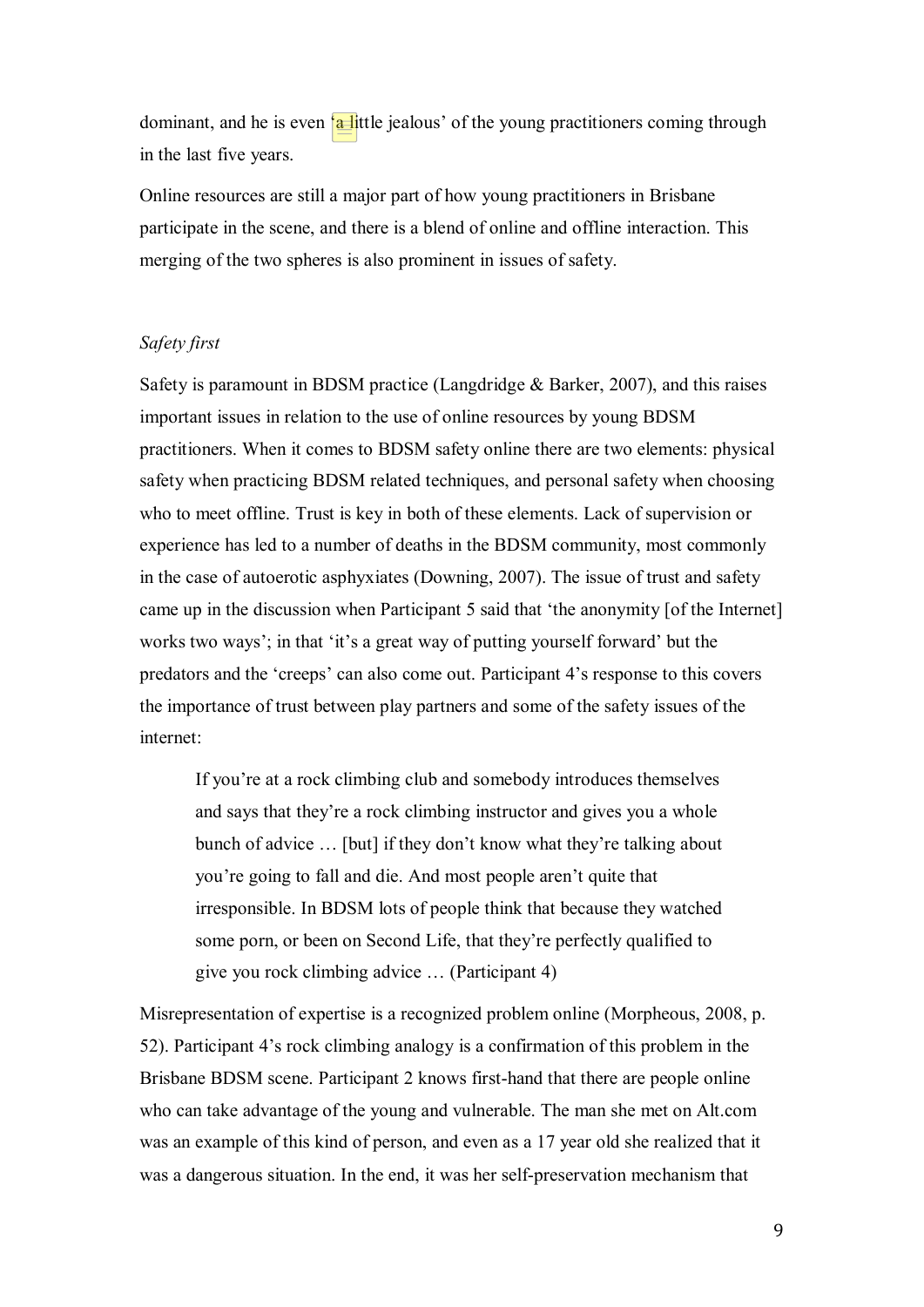dominant, and he is even 'a little jealous' of the young practitioners coming through in the last five years.

Online resources are still a major part of how young practitioners in Brisbane participate in the scene, and there is a blend of online and offline interaction. This merging of the two spheres is also prominent in issues of safety.

*Safety first*

Safety is paramount in BDSM practice (Langdridge & Barker, 2007), and this raises important issues in relation to the use of online resources by young BDSM practitioners. When it comes to BDSM safety online there are two elements: physical safety when practicing BDSM related techniques, and personal safety when choosing who to meet offline. Trust is key in both of these elements. Lack of supervision or experience has led to a number of deaths in the BDSM community, most commonly in the case of autoerotic asphyxiates (Downing, 2007). The issue of trust and safety came up in the discussion when Participant 5 said that 'the anonymity [of the Internet] works two ways'; in that 'it's a great way of putting yourself forward' but the predators and the 'creeps' can also come out. Participant 4's response to this covers the importance of trust between play partners and some of the safety issues of the internet:

> If you're at a rock climbing club and somebody introduces themselves and says that they're a rock climbing instructor and gives you a whole bunch of advice … [but] if they don't know what they're talking about you're going to fall and die. And most people aren't quite that irresponsible. In BDSM lots of people think that because they watched some porn, or been on Second Life, that they're perfectly qualified to give you rock climbing advice … (Participant 4)

Misrepresentation of expertise is a recognized problem online (Morpheous, 2008, p. 52). Participant 4's rock climbing analogy is a confirmation of this problem in the Brisbane BDSM scene. Participant 2 knows first-hand that there are people online who can take advantage of the young and vulnerable. The man she met on Alt.com was an example of this kind of person, and even as a 17 year old she realized that it was a dangerous situation. In the end, it was her self-preservation mechanism that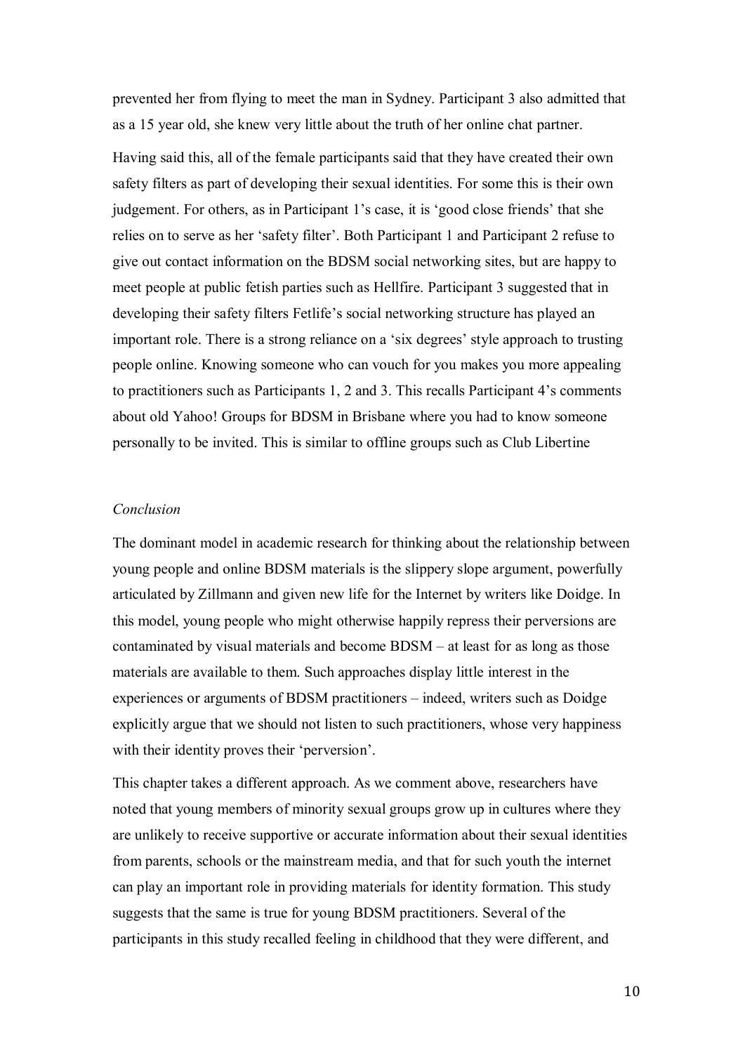prevented her from flying to meet the man in Sydney. Participant 3 also admitted that as a 15 year old, she knew very little about the truth of her online chat partner.

Having said this, all of the female participants said that they have created their own safety filters as part of developing their sexual identities. For some this is their own judgement. For others, as in Participant 1's case, it is 'good close friends' that she relies on to serve as her 'safety filter'. Both Participant 1 and Participant 2 refuse to give out contact information on the BDSM social networking sites, but are happy to meet people at public fetish parties such as Hellfire. Participant 3 suggested that in developing their safety filters Fetlife's social networking structure has played an important role. There is a strong reliance on a 'six degrees' style approach to trusting people online. Knowing someone who can vouch for you makes you more appealing to practitioners such as Participants 1, 2 and 3. This recalls Participant 4's comments about old Yahoo! Groups for BDSM in Brisbane where you had to know someone personally to be invited. This is similar to offline groups such as Club Libertine

*Conclusion*

The dominant model in academic research for thinking about the relationship between young people and online BDSM materials is the slippery slope argument, powerfully articulated by Zillmann and given new life for the Internet by writers like Doidge. In this model, young people who might otherwise happily repress their perversions are contaminated by visual materials and become BDSM – at least for as long as those materials are available to them. Such approaches display little interest in the experiences or arguments of BDSM practitioners – indeed, writers such as Doidge explicitly argue that we should not listen to such practitioners, whose very happiness with their identity proves their 'perversion'.

This chapter takes a different approach. As we comment above, researchers have noted that young members of minority sexual groups grow up in cultures where they are unlikely to receive supportive or accurate information about their sexual identities from parents, schools or the mainstream media, and that for such youth the internet can play an important role in providing materials for identity formation. This study suggests that the same is true for young BDSM practitioners. Several of the participants in this study recalled feeling in childhood that they were different, and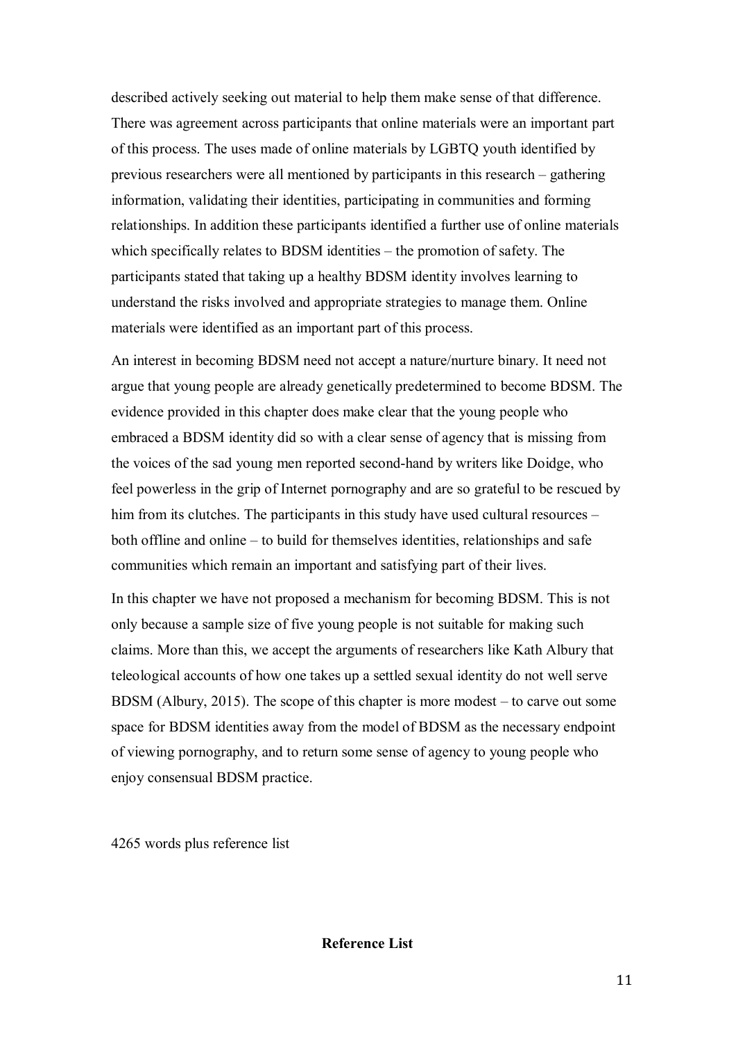described actively seeking out material to help them make sense of that difference. There was agreement across participants that online materials were an important part of this process. The uses made of online materials by LGBTQ youth identified by previous researchers were all mentioned by participants in this research – gathering information, validating their identities, participating in communities and forming relationships. In addition these participants identified a further use of online materials which specifically relates to BDSM identities – the promotion of safety. The participants stated that taking up a healthy BDSM identity involves learning to understand the risks involved and appropriate strategies to manage them. Online materials were identified as an important part of this process.

An interest in becoming BDSM need not accept a nature/nurture binary. It need not argue that young people are already genetically predetermined to become BDSM. The evidence provided in this chapter does make clear that the young people who embraced a BDSM identity did so with a clear sense of agency that is missing from the voices of the sad young men reported second-hand by writers like Doidge, who feel powerless in the grip of Internet pornography and are so grateful to be rescued by him from its clutches. The participants in this study have used cultural resources – both offline and online – to build for themselves identities, relationships and safe communities which remain an important and satisfying part of their lives.

In this chapter we have not proposed a mechanism for becoming BDSM. This is not only because a sample size of five young people is not suitable for making such claims. More than this, we accept the arguments of researchers like Kath Albury that teleological accounts of how one takes up a settled sexual identity do not well serve BDSM (Albury, 2015). The scope of this chapter is more modest – to carve out some space for BDSM identities away from the model of BDSM as the necessary endpoint of viewing pornography, and to return some sense of agency to young people who enjoy consensual BDSM practice.

4265 words plus reference list

**Reference List**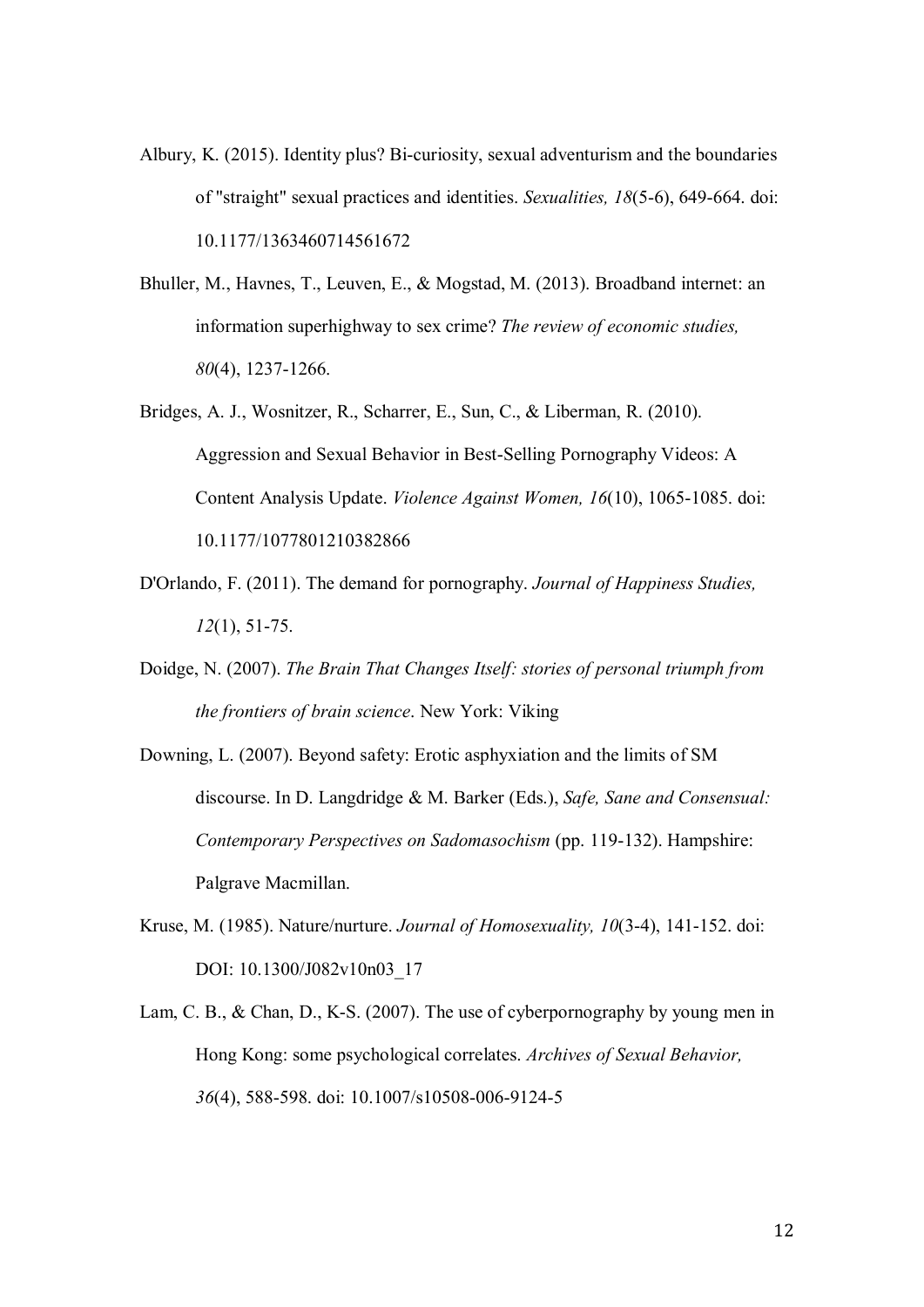Albury, K. (2015). Identity plus? Bi-curiosity, sexual adventurism and the boundaries of "straight" sexual practices and identities. *Sexualities, 18*(5-6), 649-664. doi: 10.1177/1363460714561672

Bhuller, M., Havnes, T., Leuven, E., & Mogstad, M. (2013). Broadband internet: an information superhighway to sex crime? *The review of economic studies, 80*(4), 1237-1266.

Bridges, A. J., Wosnitzer, R., Scharrer, E., Sun, C., & Liberman, R. (2010). Aggression and Sexual Behavior in Best-Selling Pornography Videos: A Content Analysis Update. *Violence Against Women, 16*(10), 1065-1085. doi: 10.1177/1077801210382866

D'Orlando, F. (2011). The demand for pornography. *Journal of Happiness Studies, 12*(1), 51-75.

Doidge, N. (2007). *The Brain That Changes Itself: stories of personal triumph from the frontiers of brain science*. New York: Viking

Downing, L. (2007). Beyond safety: Erotic asphyxiation and the limits of SM discourse. In D. Langdridge & M. Barker (Eds.), *Safe, Sane and Consensual: Contemporary Perspectives on Sadomasochism* (pp. 119-132). Hampshire: Palgrave Macmillan.

Kruse, M. (1985). Nature/nurture. *Journal of Homosexuality, 10*(3-4), 141-152. doi: DOI: 10.1300/J082v10n03_17

Lam, C. B., & Chan, D., K-S. (2007). The use of cyberpornography by young men in Hong Kong: some psychological correlates. *Archives of Sexual Behavior, 36*(4), 588-598. doi: 10.1007/s10508-006-9124-5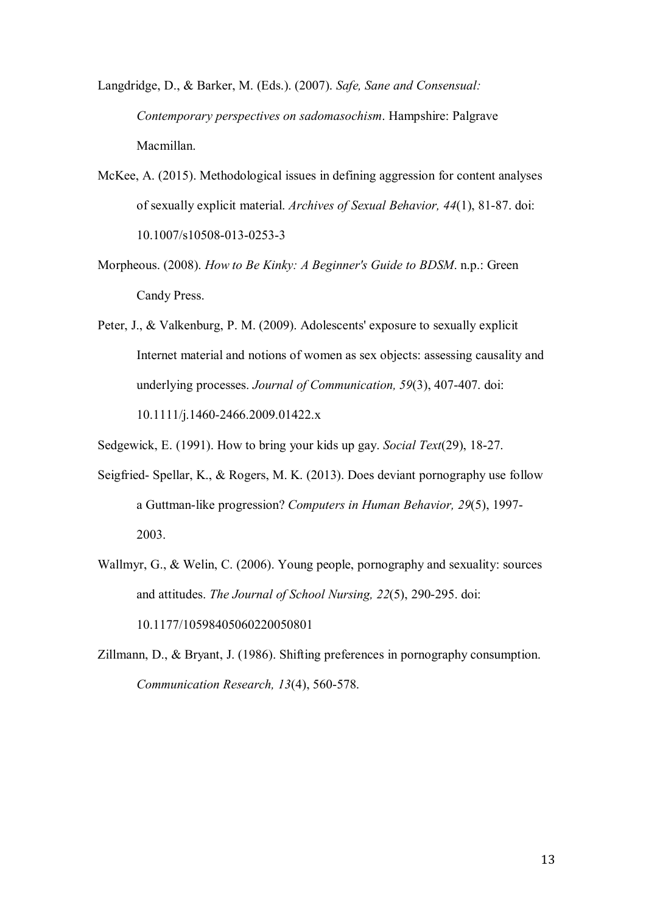Langdridge, D., & Barker, M. (Eds.). (2007). *Safe, Sane and Consensual: Contemporary perspectives on sadomasochism*. Hampshire: Palgrave Macmillan.

McKee, A. (2015). Methodological issues in defining aggression for content analyses of sexually explicit material. *Archives of Sexual Behavior, 44*(1), 81-87. doi: 10.1007/s10508-013-0253-3

Morpheous. (2008). *How to Be Kinky: A Beginner's Guide to BDSM*. n.p.: Green Candy Press.

Peter, J., & Valkenburg, P. M. (2009). Adolescents' exposure to sexually explicit Internet material and notions of women as sex objects: assessing causality and underlying processes. *Journal of Communication, 59*(3), 407-407. doi: 10.1111/j.1460-2466.2009.01422.x

Sedgewick, E. (1991). How to bring your kids up gay. *Social Text*(29), 18-27.

Seigfried- Spellar, K., & Rogers, M. K. (2013). Does deviant pornography use follow a Guttman-like progression? *Computers in Human Behavior, 29*(5), 1997-2003.

Wallmyr, G., & Welin, C. (2006). Young people, pornography and sexuality: sources and attitudes. *The Journal of School Nursing, 22*(5), 290-295. doi: 10.1177/10598405060220050801

Zillmann, D., & Bryant, J. (1986). Shifting preferences in pornography consumption. *Communication Research, 13*(4), 560-578.